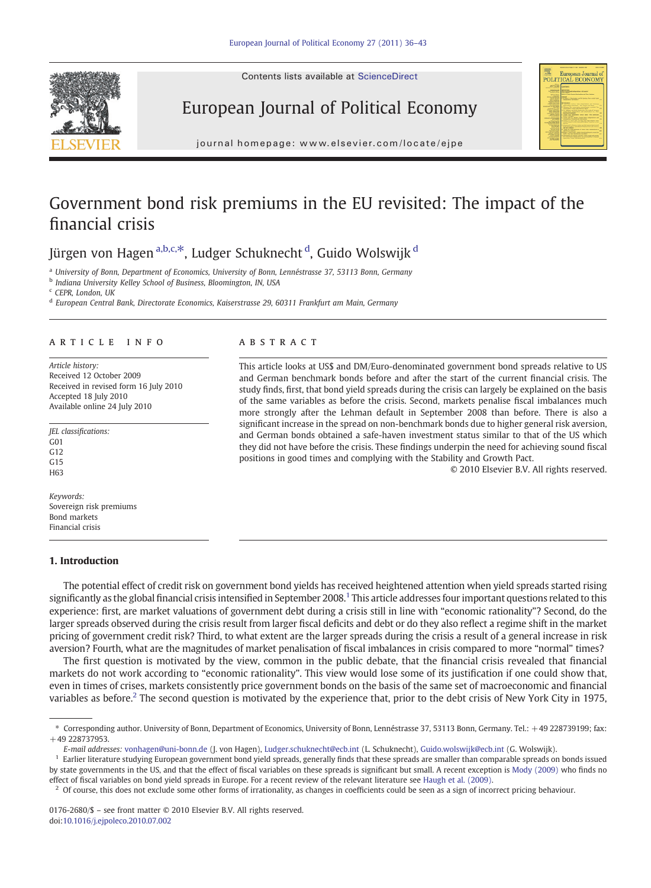# Government bond risk premiums in the EU revisited: The impact of the financial crisis

Jürgen von Hagen [a,b,c,*], Ludger Schuknecht [d], Guido Wolswijk [d]

[a] University of Bonn, Department of Economics, University of Bonn, Lennéstrasse 37, 53113 Bonn, Germany
[b] Indiana University Kelley School of Business, Bloomington, IN, USA
[c] CEPR, London, UK
[d] European Central Bank, Directorate Economics, Kaiserstrasse 29, 60311 Frankfurt am Main, Germany

## ARTICLE INFO

*Article history:*
Received 12 October 2009
Received in revised form 16 July 2010
Accepted 18 July 2010
Available online 24 July 2010

*JEL classifications:*
G01
G12
G15
H63

*Keywords:*
Sovereign risk premiums
Bond markets
Financial crisis

## ABSTRACT

This article looks at US$ and DM/Euro-denominated government bond spreads relative to US and German benchmark bonds before and after the start of the current financial crisis. The study finds, first, that bond yield spreads during the crisis can largely be explained on the basis of the same variables as before the crisis. Second, markets penalise fiscal imbalances much more strongly after the Lehman default in September 2008 than before. There is also a significant increase in the spread on non-benchmark bonds due to higher general risk aversion, and German bonds obtained a safe-haven investment status similar to that of the US which they did not have before the crisis. These findings underpin the need for achieving sound fiscal positions in good times and complying with the Stability and Growth Pact.

© 2010 Elsevier B.V. All rights reserved.

## 1. Introduction

The potential effect of credit risk on government bond yields has received heightened attention when yield spreads started rising significantly as the global financial crisis intensified in September 2008.[1] This article addresses four important questions related to this experience: first, are market valuations of government debt during a crisis still in line with "economic rationality"? Second, do the larger spreads observed during the crisis result from larger fiscal deficits and debt or do they also reflect a regime shift in the market pricing of government credit risk? Third, to what extent are the larger spreads during the crisis a result of a general increase in risk aversion? Fourth, what are the magnitudes of market penalisation of fiscal imbalances in crisis compared to more "normal" times?

The first question is motivated by the view, common in the public debate, that the financial crisis revealed that financial markets do not work according to "economic rationality". This view would lose some of its justification if one could show that, even in times of crises, markets consistently price government bonds on the basis of the same set of macroeconomic and financial variables as before.[2] The second question is motivated by the experience that, prior to the debt crisis of New York City in 1975,

---

\* Corresponding author. University of Bonn, Department of Economics, University of Bonn, Lennéstrasse 37, 53113 Bonn, Germany. Tel.: +49 228739199; fax: +49 228737953.

*E-mail addresses:* vonhagen@uni-bonn.de (J. von Hagen), Ludger.schuknecht@ecb.int (L. Schuknecht), Guido.wolswijk@ecb.int (G. Wolswijk).

[1] Earlier literature studying European government bond yield spreads, generally finds that these spreads are smaller than comparable spreads on bonds issued by state governments in the US, and that the effect of fiscal variables on these spreads is significant but small. A recent exception is Mody (2009) who finds no effect of fiscal variables on bond yield spreads in Europe. For a recent review of the relevant literature see Haugh et al. (2009).

[2] Of course, this does not exclude some other forms of irrationality, as changes in coefficients could be seen as a sign of incorrect pricing behaviour.

0176-2680/$ – see front matter © 2010 Elsevier B.V. All rights reserved.
doi:10.1016/j.ejpoleco.2010.07.002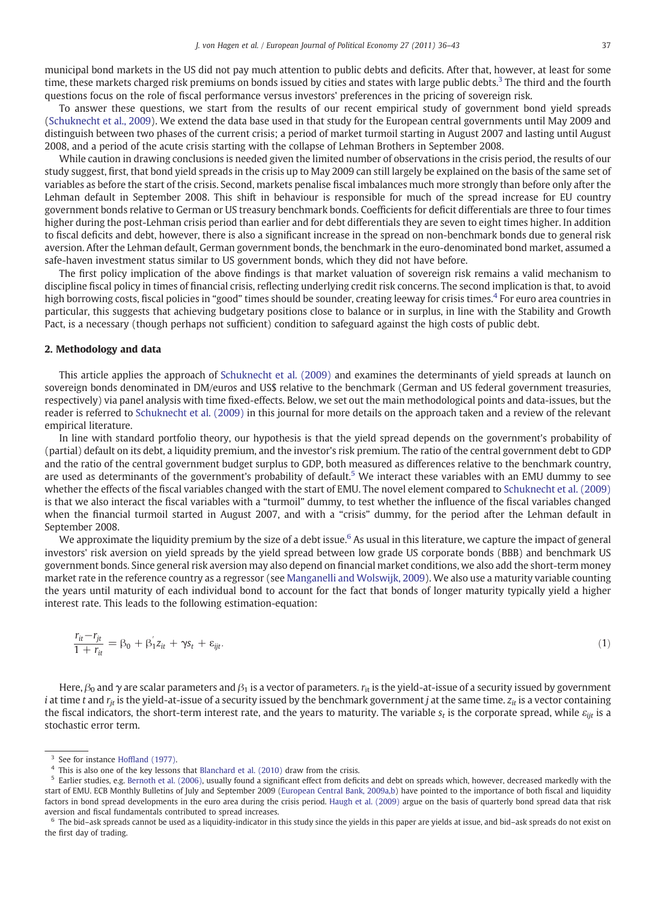municipal bond markets in the US did not pay much attention to public debts and deficits. After that, however, at least for some time, these markets charged risk premiums on bonds issued by cities and states with large public debts.[3] The third and the fourth questions focus on the role of fiscal performance versus investors' preferences in the pricing of sovereign risk.

To answer these questions, we start from the results of our recent empirical study of government bond yield spreads (Schuknecht et al., 2009). We extend the data base used in that study for the European central governments until May 2009 and distinguish between two phases of the current crisis; a period of market turmoil starting in August 2007 and lasting until August 2008, and a period of the acute crisis starting with the collapse of Lehman Brothers in September 2008.

While caution in drawing conclusions is needed given the limited number of observations in the crisis period, the results of our study suggest, first, that bond yield spreads in the crisis up to May 2009 can still largely be explained on the basis of the same set of variables as before the start of the crisis. Second, markets penalise fiscal imbalances much more strongly than before only after the Lehman default in September 2008. This shift in behaviour is responsible for much of the spread increase for EU country government bonds relative to German or US treasury benchmark bonds. Coefficients for deficit differentials are three to four times higher during the post-Lehman crisis period than earlier and for debt differentials they are seven to eight times higher. In addition to fiscal deficits and debt, however, there is also a significant increase in the spread on non-benchmark bonds due to general risk aversion. After the Lehman default, German government bonds, the benchmark in the euro-denominated bond market, assumed a safe-haven investment status similar to US government bonds, which they did not have before.

The first policy implication of the above findings is that market valuation of sovereign risk remains a valid mechanism to discipline fiscal policy in times of financial crisis, reflecting underlying credit risk concerns. The second implication is that, to avoid high borrowing costs, fiscal policies in "good" times should be sounder, creating leeway for crisis times.[4] For euro area countries in particular, this suggests that achieving budgetary positions close to balance or in surplus, in line with the Stability and Growth Pact, is a necessary (though perhaps not sufficient) condition to safeguard against the high costs of public debt.

## 2. Methodology and data

This article applies the approach of Schuknecht et al. (2009) and examines the determinants of yield spreads at launch on sovereign bonds denominated in DM/euros and US$ relative to the benchmark (German and US federal government treasuries, respectively) via panel analysis with time fixed-effects. Below, we set out the main methodological points and data-issues, but the reader is referred to Schuknecht et al. (2009) in this journal for more details on the approach taken and a review of the relevant empirical literature.

In line with standard portfolio theory, our hypothesis is that the yield spread depends on the government's probability of (partial) default on its debt, a liquidity premium, and the investor's risk premium. The ratio of the central government debt to GDP and the ratio of the central government budget surplus to GDP, both measured as differences relative to the benchmark country, are used as determinants of the government's probability of default.[5] We interact these variables with an EMU dummy to see whether the effects of the fiscal variables changed with the start of EMU. The novel element compared to Schuknecht et al. (2009) is that we also interact the fiscal variables with a "turmoil" dummy, to test whether the influence of the fiscal variables changed when the financial turmoil started in August 2007, and with a "crisis" dummy, for the period after the Lehman default in September 2008.

We approximate the liquidity premium by the size of a debt issue.[6] As usual in this literature, we capture the impact of general investors' risk aversion on yield spreads by the yield spread between low grade US corporate bonds (BBB) and benchmark US government bonds. Since general risk aversion may also depend on financial market conditions, we also add the short-term money market rate in the reference country as a regressor (see Manganelli and Wolswijk, 2009). We also use a maturity variable counting the years until maturity of each individual bond to account for the fact that bonds of longer maturity typically yield a higher interest rate. This leads to the following estimation-equation:

$$\frac{r_{it}-r_{jt}}{1+r_{it}} = \beta_0 + \beta_1' z_{it} + \gamma s_t + \varepsilon_{ijt}. \tag{1}$$

Here, $\beta_0$ and $\gamma$ are scalar parameters and $\beta_1$ is a vector of parameters. $r_{it}$ is the yield-at-issue of a security issued by government $i$ at time $t$ and $r_{jt}$ is the yield-at-issue of a security issued by the benchmark government $j$ at the same time. $z_{it}$ is a vector containing the fiscal indicators, the short-term interest rate, and the years to maturity. The variable $s_t$ is the corporate spread, while $\varepsilon_{ijt}$ is a stochastic error term.

---

[3] See for instance Hoffland (1977).

[4] This is also one of the key lessons that Blanchard et al. (2010) draw from the crisis.

[5] Earlier studies, e.g. Bernoth et al. (2006), usually found a significant effect from deficits and debt on spreads which, however, decreased markedly with the start of EMU. ECB Monthly Bulletins of July and September 2009 (European Central Bank, 2009a,b) have pointed to the importance of both fiscal and liquidity factors in bond spread developments in the euro area during the crisis period. Haugh et al. (2009) argue on the basis of quarterly bond spread data that risk aversion and fiscal fundamentals contributed to spread increases.

[6] The bid–ask spreads cannot be used as a liquidity-indicator in this study since the yields in this paper are yields at issue, and bid–ask spreads do not exist on the first day of trading.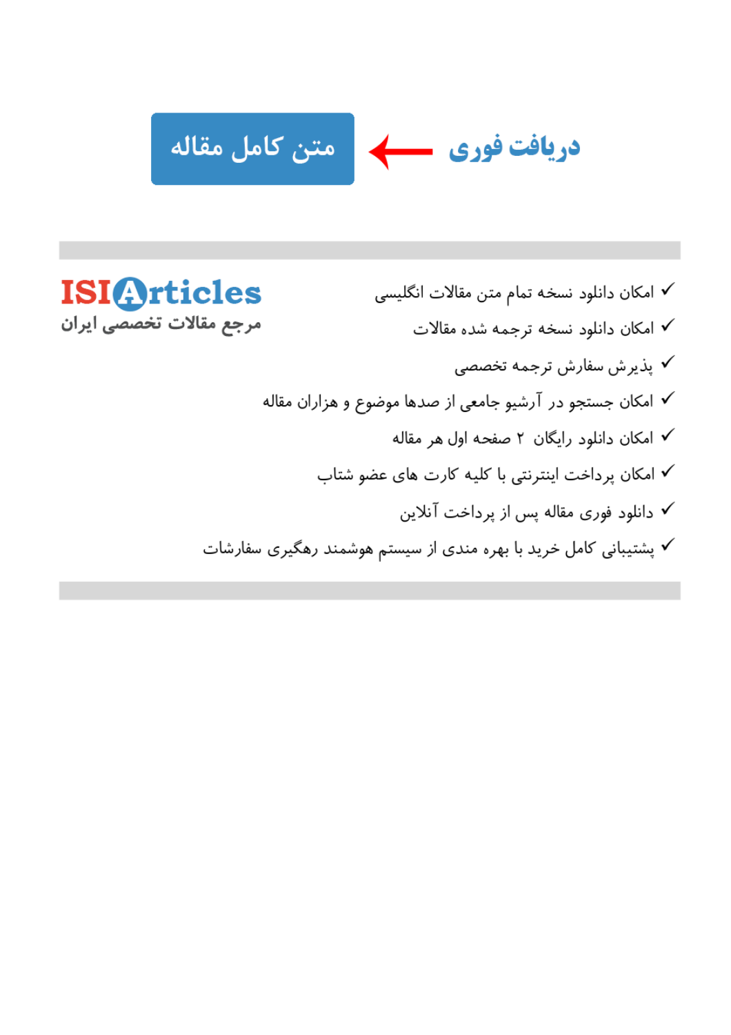دریافت فوری ← **متن کامل مقاله**

**ISIArticles**
مرجع مقالات تخصصی ایران

- ✓ امکان دانلود نسخه تمام متن مقالات انگلیسی
- ✓ امکان دانلود نسخه ترجمه شده مقالات
- ✓ پذیرش سفارش ترجمه تخصصی
- ✓ امکان جستجو در آرشیو جامعی از صدها موضوع و هزاران مقاله
- ✓ امکان دانلود رایگان ۲ صفحه اول هر مقاله
- ✓ امکان پرداخت اینترنتی با کلیه کارت های عضو شتاب
- ✓ دانلود فوری مقاله پس از پرداخت آنلاین
- ✓ پشتیبانی کامل خرید با بهره مندی از سیستم هوشمند رهگیری سفارشات